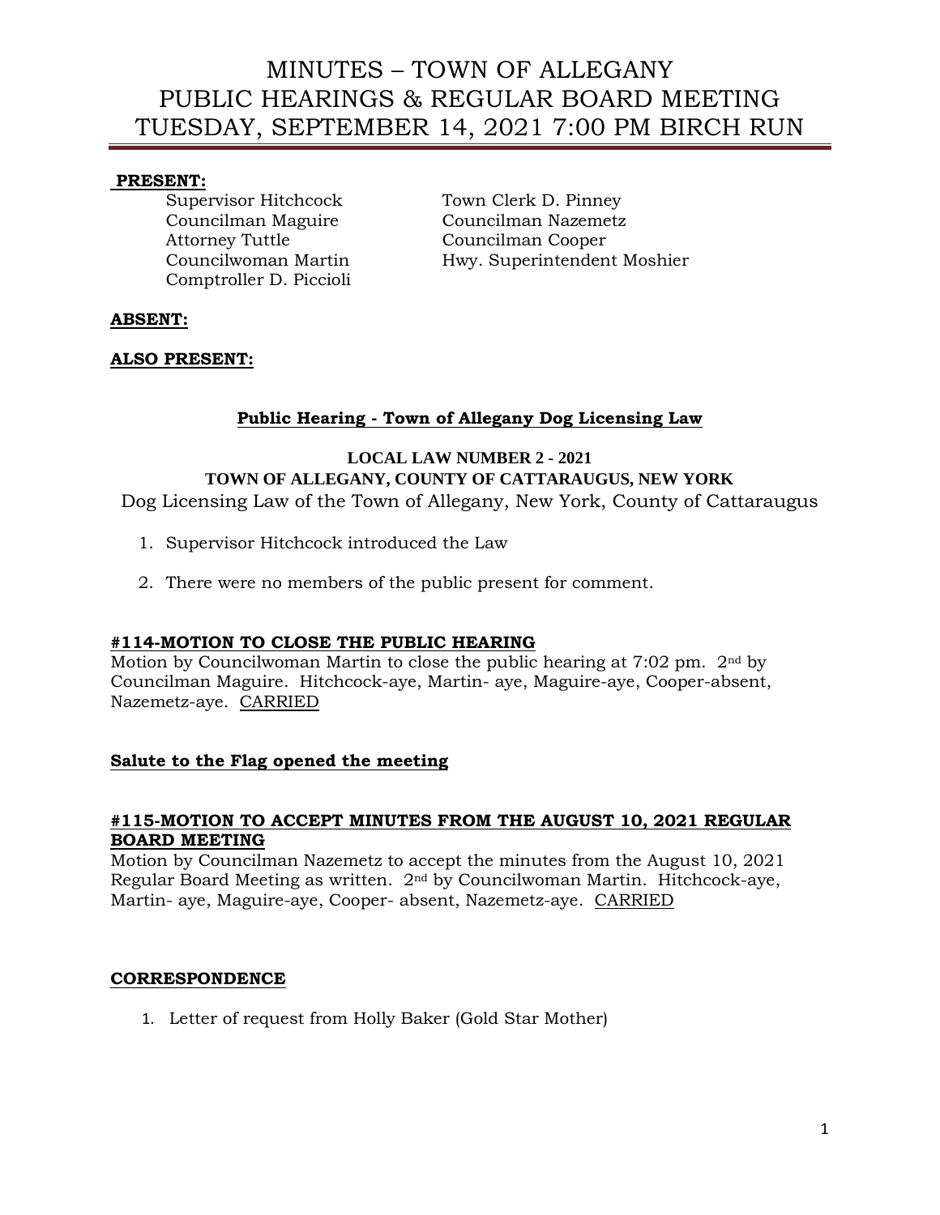# MINUTES – TOWN OF ALLEGANY
# PUBLIC HEARINGS & REGULAR BOARD MEETING
# TUESDAY, SEPTEMBER 14, 2021 7:00 PM BIRCH RUN

**PRESENT:**

Supervisor Hitchcock
Councilman Maguire
Attorney Tuttle
Councilwoman Martin
Comptroller D. Piccioli
Town Clerk D. Pinney
Councilman Nazemetz
Councilman Cooper
Hwy. Superintendent Moshier

**ABSENT:**

**ALSO PRESENT:**

**Public Hearing - Town of Allegany Dog Licensing Law**

**LOCAL LAW NUMBER 2 - 2021**
**TOWN OF ALLEGANY, COUNTY OF CATTARAUGUS, NEW YORK**
Dog Licensing Law of the Town of Allegany, New York, County of Cattaraugus

1. Supervisor Hitchcock introduced the Law
2. There were no members of the public present for comment.

**#114-MOTION TO CLOSE THE PUBLIC HEARING**
Motion by Councilwoman Martin to close the public hearing at 7:02 pm. 2nd by Councilman Maguire. Hitchcock-aye, Martin- aye, Maguire-aye, Cooper-absent, Nazemetz-aye. CARRIED

**Salute to the Flag opened the meeting**

**#115-MOTION TO ACCEPT MINUTES FROM THE AUGUST 10, 2021 REGULAR BOARD MEETING**
Motion by Councilman Nazemetz to accept the minutes from the August 10, 2021 Regular Board Meeting as written. 2nd by Councilwoman Martin. Hitchcock-aye, Martin- aye, Maguire-aye, Cooper- absent, Nazemetz-aye. CARRIED

**CORRESPONDENCE**

1. Letter of request from Holly Baker (Gold Star Mother)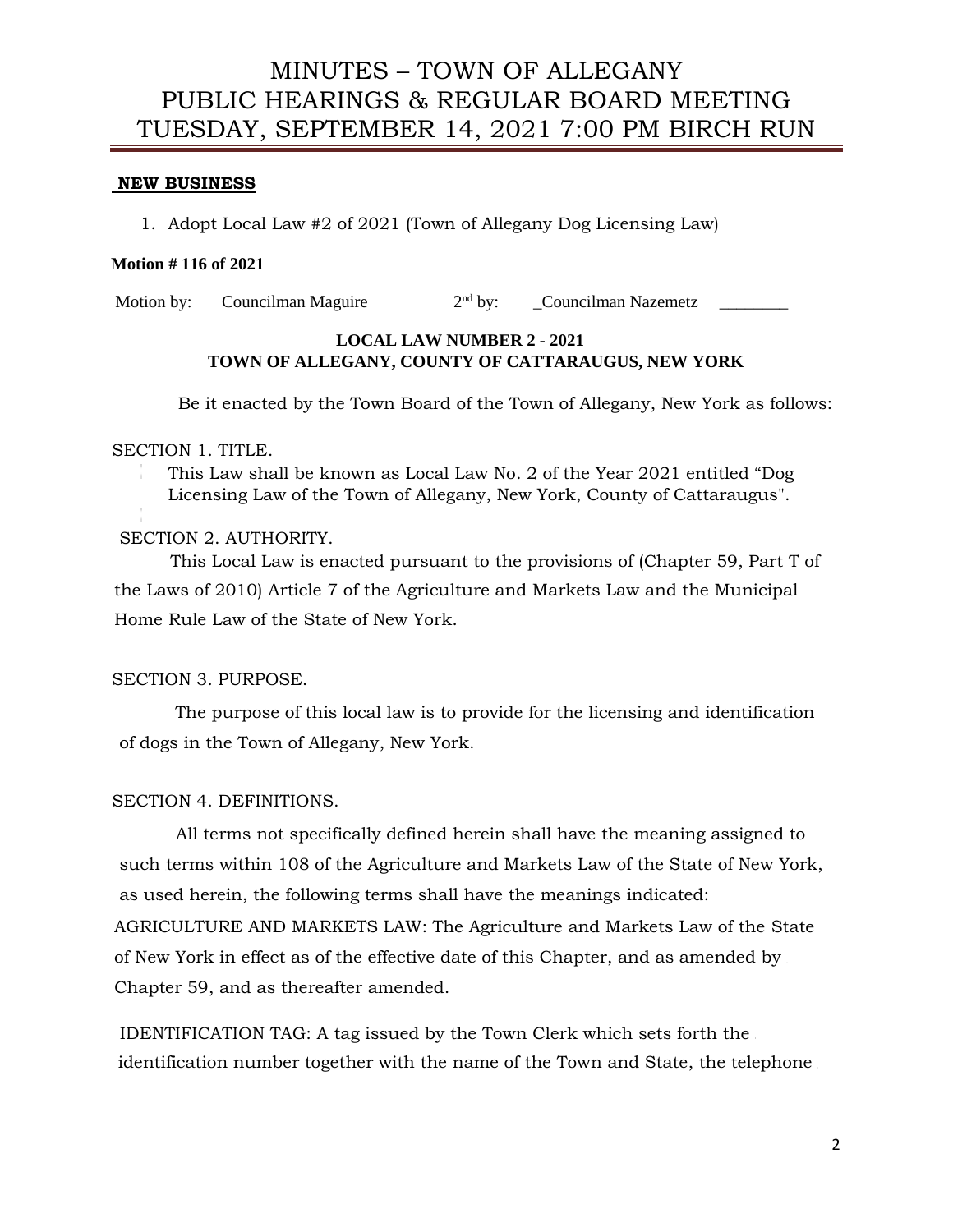**NEW BUSINESS**

1. Adopt Local Law #2 of 2021 (Town of Allegany Dog Licensing Law)

**Motion # 116 of 2021**

Motion by: Councilman Maguire 2[nd] by: Councilman Nazemetz

**LOCAL LAW NUMBER 2 - 2021**
**TOWN OF ALLEGANY, COUNTY OF CATTARAUGUS, NEW YORK**

Be it enacted by the Town Board of the Town of Allegany, New York as follows:

SECTION 1. TITLE.

This Law shall be known as Local Law No. 2 of the Year 2021 entitled "Dog Licensing Law of the Town of Allegany, New York, County of Cattaraugus".

SECTION 2. AUTHORITY.

This Local Law is enacted pursuant to the provisions of (Chapter 59, Part T of the Laws of 2010) Article 7 of the Agriculture and Markets Law and the Municipal Home Rule Law of the State of New York.

SECTION 3. PURPOSE.

The purpose of this local law is to provide for the licensing and identification of dogs in the Town of Allegany, New York.

SECTION 4. DEFINITIONS.

All terms not specifically defined herein shall have the meaning assigned to such terms within 108 of the Agriculture and Markets Law of the State of New York, as used herein, the following terms shall have the meanings indicated:

AGRICULTURE AND MARKETS LAW: The Agriculture and Markets Law of the State of New York in effect as of the effective date of this Chapter, and as amended by Chapter 59, and as thereafter amended.

IDENTIFICATION TAG: A tag issued by the Town Clerk which sets forth the identification number together with the name of the Town and State, the telephone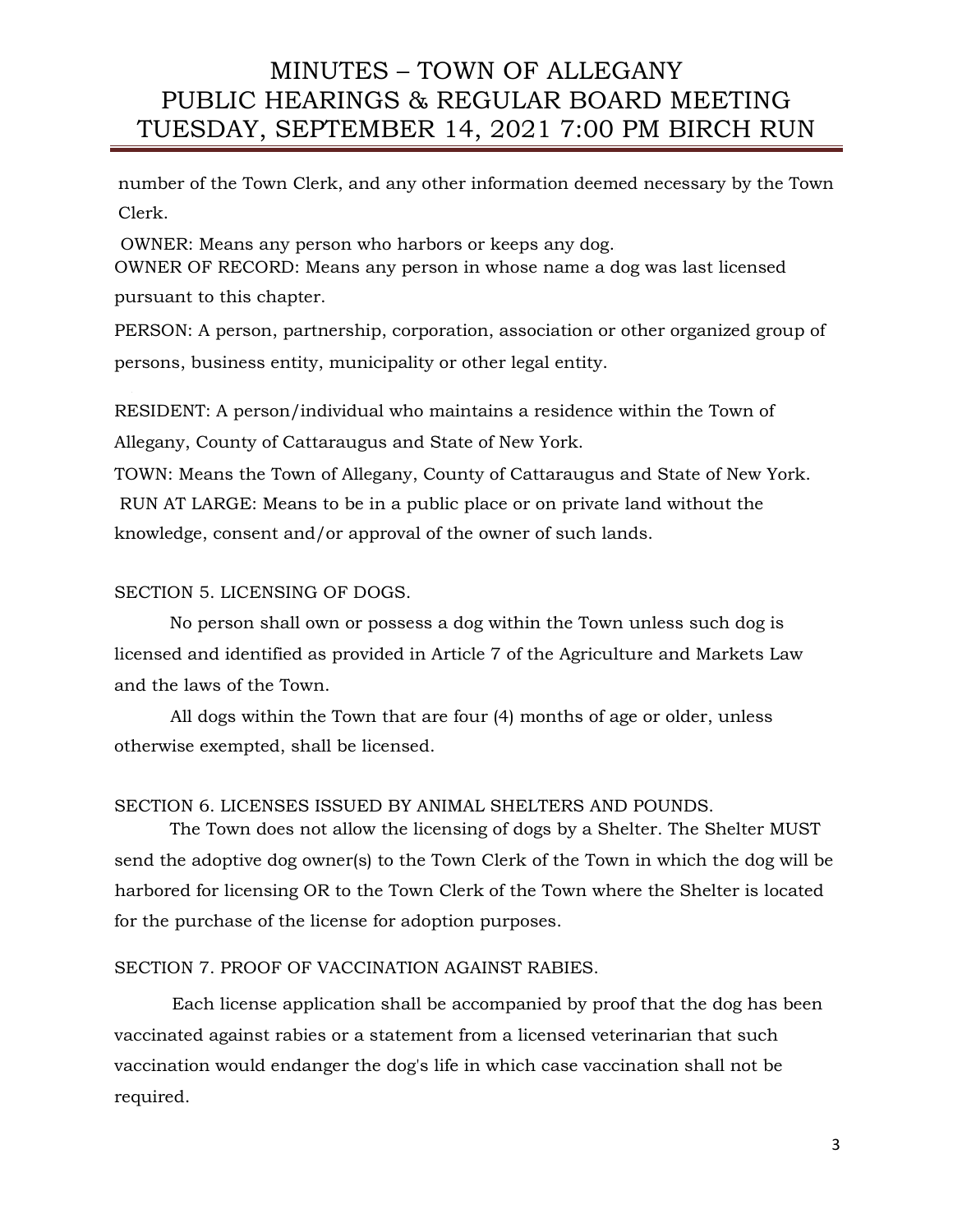number of the Town Clerk, and any other information deemed necessary by the Town Clerk.

OWNER: Means any person who harbors or keeps any dog.

OWNER OF RECORD: Means any person in whose name a dog was last licensed pursuant to this chapter.

PERSON: A person, partnership, corporation, association or other organized group of persons, business entity, municipality or other legal entity.

RESIDENT: A person/individual who maintains a residence within the Town of Allegany, County of Cattaraugus and State of New York.

TOWN: Means the Town of Allegany, County of Cattaraugus and State of New York.

RUN AT LARGE: Means to be in a public place or on private land without the knowledge, consent and/or approval of the owner of such lands.

SECTION 5. LICENSING OF DOGS.

No person shall own or possess a dog within the Town unless such dog is licensed and identified as provided in Article 7 of the Agriculture and Markets Law and the laws of the Town.

All dogs within the Town that are four (4) months of age or older, unless otherwise exempted, shall be licensed.

SECTION 6. LICENSES ISSUED BY ANIMAL SHELTERS AND POUNDS.

The Town does not allow the licensing of dogs by a Shelter. The Shelter MUST send the adoptive dog owner(s) to the Town Clerk of the Town in which the dog will be harbored for licensing OR to the Town Clerk of the Town where the Shelter is located for the purchase of the license for adoption purposes.

SECTION 7. PROOF OF VACCINATION AGAINST RABIES.

Each license application shall be accompanied by proof that the dog has been vaccinated against rabies or a statement from a licensed veterinarian that such vaccination would endanger the dog's life in which case vaccination shall not be required.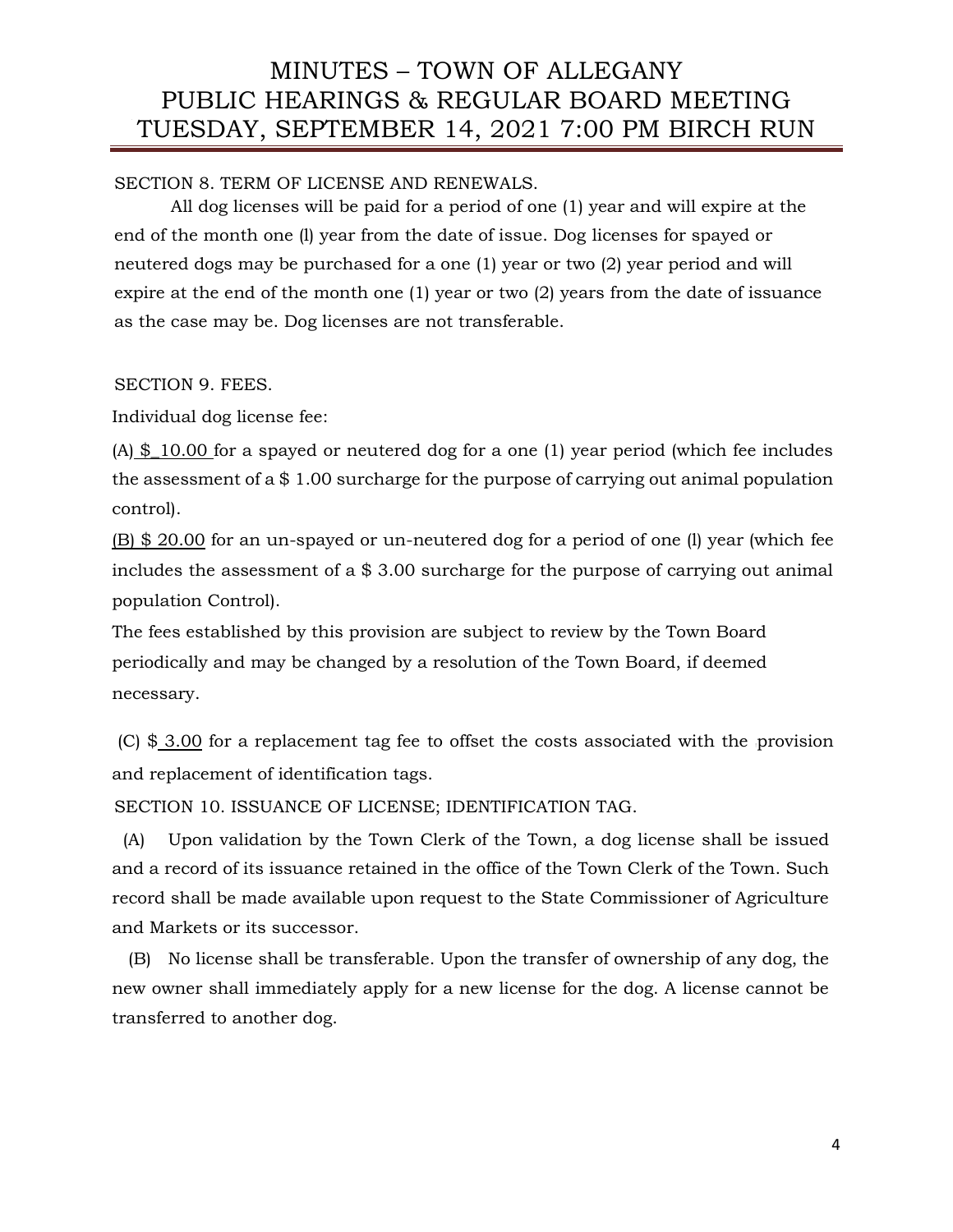SECTION 8. TERM OF LICENSE AND RENEWALS.

All dog licenses will be paid for a period of one (1) year and will expire at the end of the month one (l) year from the date of issue. Dog licenses for spayed or neutered dogs may be purchased for a one (1) year or two (2) year period and will expire at the end of the month one (1) year or two (2) years from the date of issuance as the case may be. Dog licenses are not transferable.

SECTION 9. FEES.

Individual dog license fee:

(A) $_10.00 for a spayed or neutered dog for a one (1) year period (which fee includes the assessment of a $ 1.00 surcharge for the purpose of carrying out animal population control).

(B) $ 20.00 for an un-spayed or un-neutered dog for a period of one (l) year (which fee includes the assessment of a $ 3.00 surcharge for the purpose of carrying out animal population Control).

The fees established by this provision are subject to review by the Town Board periodically and may be changed by a resolution of the Town Board, if deemed necessary.

(C) $ 3.00 for a replacement tag fee to offset the costs associated with the provision and replacement of identification tags.

SECTION 10. ISSUANCE OF LICENSE; IDENTIFICATION TAG.

(A) Upon validation by the Town Clerk of the Town, a dog license shall be issued and a record of its issuance retained in the office of the Town Clerk of the Town. Such record shall be made available upon request to the State Commissioner of Agriculture and Markets or its successor.

(B) No license shall be transferable. Upon the transfer of ownership of any dog, the new owner shall immediately apply for a new license for the dog. A license cannot be transferred to another dog.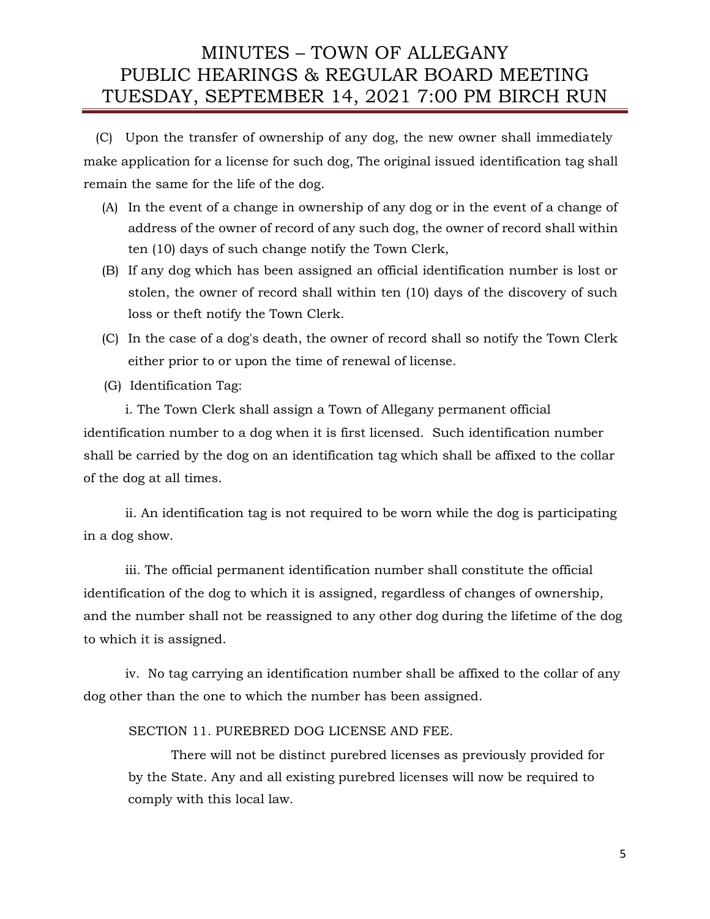(C) Upon the transfer of ownership of any dog, the new owner shall immediately make application for a license for such dog, The original issued identification tag shall remain the same for the life of the dog.

(A) In the event of a change in ownership of any dog or in the event of a change of address of the owner of record of any such dog, the owner of record shall within ten (10) days of such change notify the Town Clerk,

(B) If any dog which has been assigned an official identification number is lost or stolen, the owner of record shall within ten (10) days of the discovery of such loss or theft notify the Town Clerk.

(C) In the case of a dog's death, the owner of record shall so notify the Town Clerk either prior to or upon the time of renewal of license.

(G) Identification Tag:

i. The Town Clerk shall assign a Town of Allegany permanent official identification number to a dog when it is first licensed. Such identification number shall be carried by the dog on an identification tag which shall be affixed to the collar of the dog at all times.

ii. An identification tag is not required to be worn while the dog is participating in a dog show.

iii. The official permanent identification number shall constitute the official identification of the dog to which it is assigned, regardless of changes of ownership, and the number shall not be reassigned to any other dog during the lifetime of the dog to which it is assigned.

iv. No tag carrying an identification number shall be affixed to the collar of any dog other than the one to which the number has been assigned.

SECTION 11. PUREBRED DOG LICENSE AND FEE.

There will not be distinct purebred licenses as previously provided for by the State. Any and all existing purebred licenses will now be required to comply with this local law.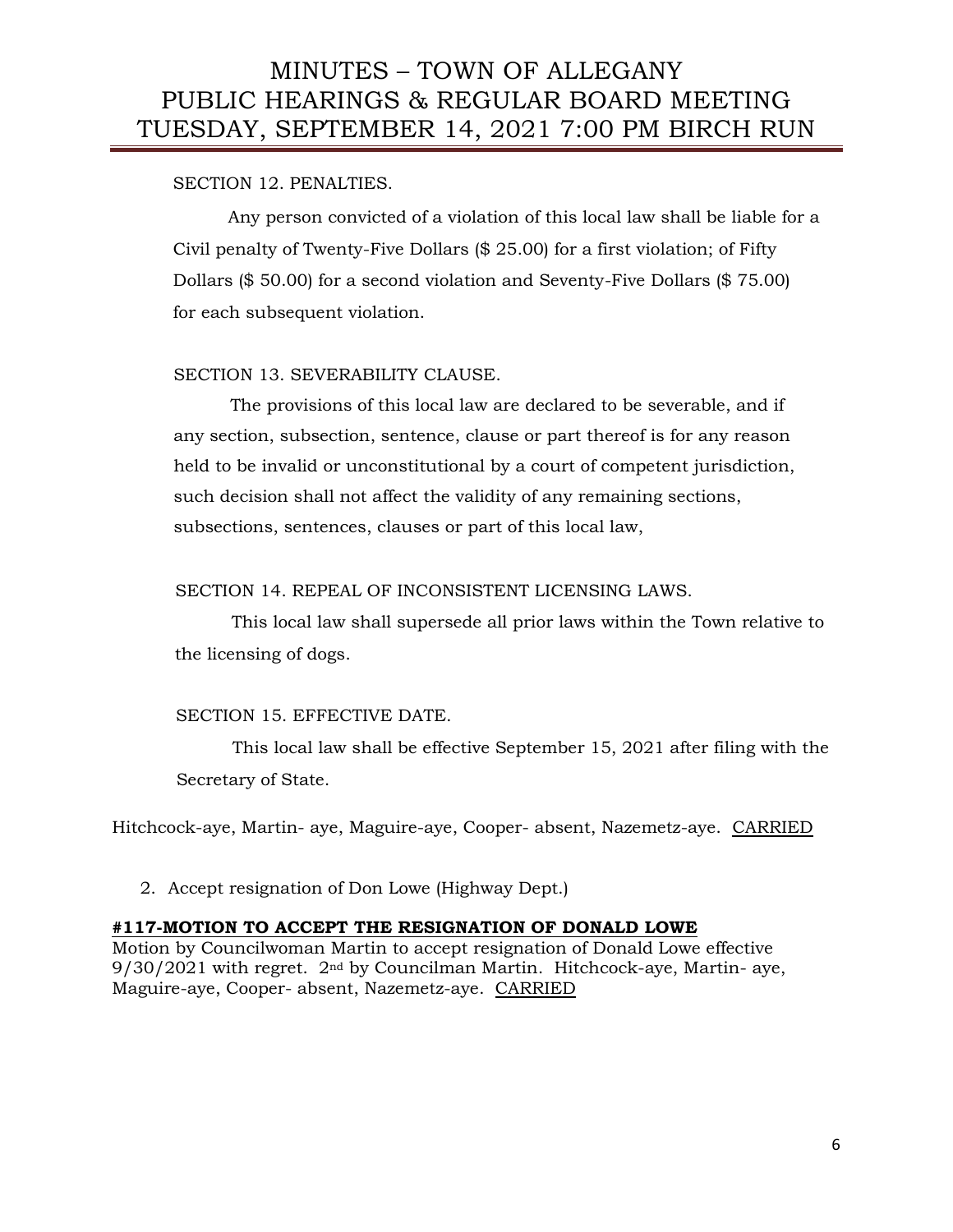SECTION 12. PENALTIES.

Any person convicted of a violation of this local law shall be liable for a Civil penalty of Twenty-Five Dollars ($ 25.00) for a first violation; of Fifty Dollars ($ 50.00) for a second violation and Seventy-Five Dollars ($ 75.00) for each subsequent violation.

SECTION 13. SEVERABILITY CLAUSE.

The provisions of this local law are declared to be severable, and if any section, subsection, sentence, clause or part thereof is for any reason held to be invalid or unconstitutional by a court of competent jurisdiction, such decision shall not affect the validity of any remaining sections, subsections, sentences, clauses or part of this local law,

SECTION 14. REPEAL OF INCONSISTENT LICENSING LAWS.

This local law shall supersede all prior laws within the Town relative to the licensing of dogs.

SECTION 15. EFFECTIVE DATE.

This local law shall be effective September 15, 2021 after filing with the Secretary of State.

Hitchcock-aye, Martin- aye, Maguire-aye, Cooper- absent, Nazemetz-aye. <u>CARRIED</u>

2. Accept resignation of Don Lowe (Highway Dept.)

**#117-MOTION TO ACCEPT THE RESIGNATION OF DONALD LOWE**

Motion by Councilwoman Martin to accept resignation of Donald Lowe effective 9/30/2021 with regret. 2nd by Councilman Martin. Hitchcock-aye, Martin- aye, Maguire-aye, Cooper- absent, Nazemetz-aye. <u>CARRIED</u>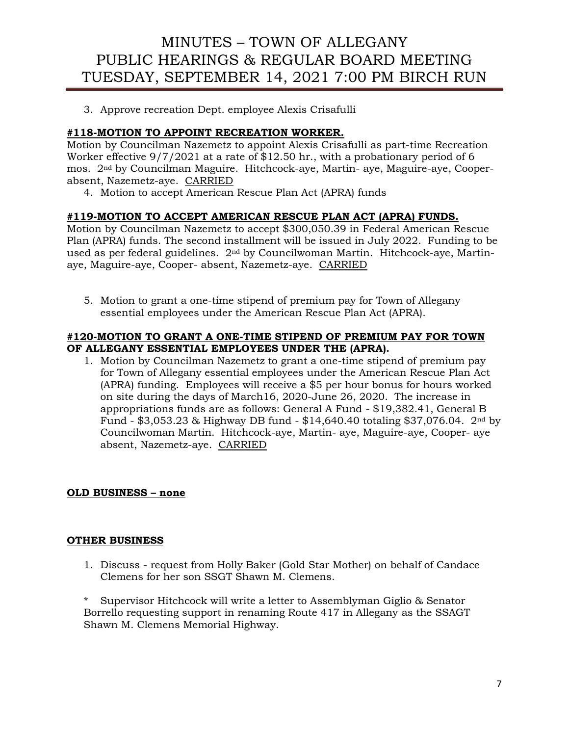3. Approve recreation Dept. employee Alexis Crisafulli

**#118-MOTION TO APPOINT RECREATION WORKER.**

Motion by Councilman Nazemetz to appoint Alexis Crisafulli as part-time Recreation Worker effective 9/7/2021 at a rate of $12.50 hr., with a probationary period of 6 mos. 2nd by Councilman Maguire. Hitchcock-aye, Martin- aye, Maguire-aye, Cooper-absent, Nazemetz-aye. CARRIED

4. Motion to accept American Rescue Plan Act (APRA) funds

**#119-MOTION TO ACCEPT AMERICAN RESCUE PLAN ACT (APRA) FUNDS.**

Motion by Councilman Nazemetz to accept $300,050.39 in Federal American Rescue Plan (APRA) funds. The second installment will be issued in July 2022. Funding to be used as per federal guidelines. 2nd by Councilwoman Martin. Hitchcock-aye, Martin-aye, Maguire-aye, Cooper- absent, Nazemetz-aye. CARRIED

5. Motion to grant a one-time stipend of premium pay for Town of Allegany essential employees under the American Rescue Plan Act (APRA).

**#120-MOTION TO GRANT A ONE-TIME STIPEND OF PREMIUM PAY FOR TOWN OF ALLEGANY ESSENTIAL EMPLOYEES UNDER THE (APRA).**

1. Motion by Councilman Nazemetz to grant a one-time stipend of premium pay for Town of Allegany essential employees under the American Rescue Plan Act (APRA) funding. Employees will receive a $5 per hour bonus for hours worked on site during the days of March16, 2020-June 26, 2020. The increase in appropriations funds are as follows: General A Fund - $19,382.41, General B Fund - $3,053.23 & Highway DB fund - $14,640.40 totaling $37,076.04. 2nd by Councilwoman Martin. Hitchcock-aye, Martin- aye, Maguire-aye, Cooper- aye absent, Nazemetz-aye. CARRIED

**OLD BUSINESS – none**

**OTHER BUSINESS**

1. Discuss - request from Holly Baker (Gold Star Mother) on behalf of Candace Clemens for her son SSGT Shawn M. Clemens.

\* Supervisor Hitchcock will write a letter to Assemblyman Giglio & Senator Borrello requesting support in renaming Route 417 in Allegany as the SSAGT Shawn M. Clemens Memorial Highway.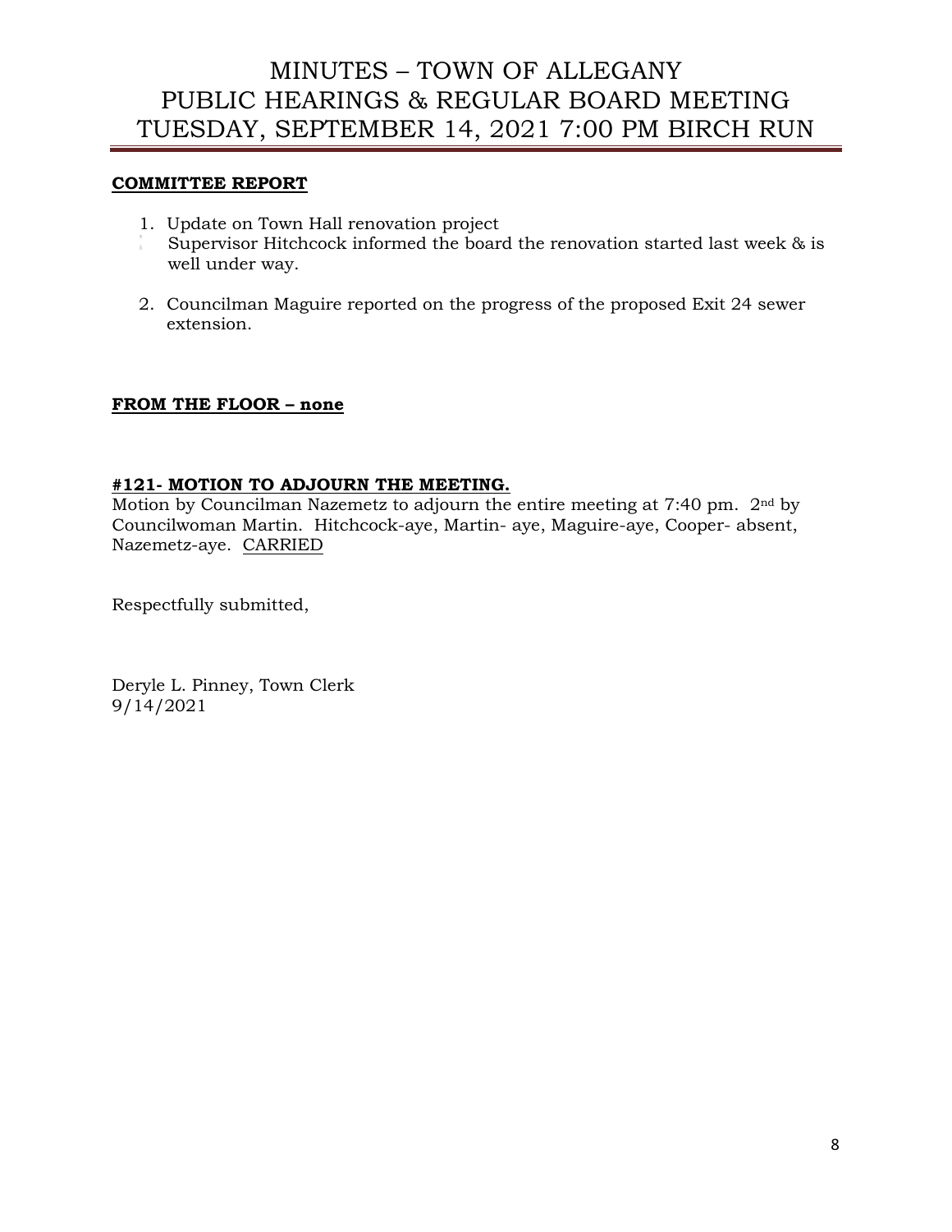# MINUTES – TOWN OF ALLEGANY
# PUBLIC HEARINGS & REGULAR BOARD MEETING
# TUESDAY, SEPTEMBER 14, 2021 7:00 PM BIRCH RUN

**COMMITTEE REPORT**

1. Update on Town Hall renovation project
   Supervisor Hitchcock informed the board the renovation started last week & is well under way.

2. Councilman Maguire reported on the progress of the proposed Exit 24 sewer extension.

**FROM THE FLOOR – none**

**#121- MOTION TO ADJOURN THE MEETING.**
Motion by Councilman Nazemetz to adjourn the entire meeting at 7:40 pm. 2nd by Councilwoman Martin. Hitchcock-aye, Martin- aye, Maguire-aye, Cooper- absent, Nazemetz-aye. CARRIED

Respectfully submitted,

Deryle L. Pinney, Town Clerk
9/14/2021